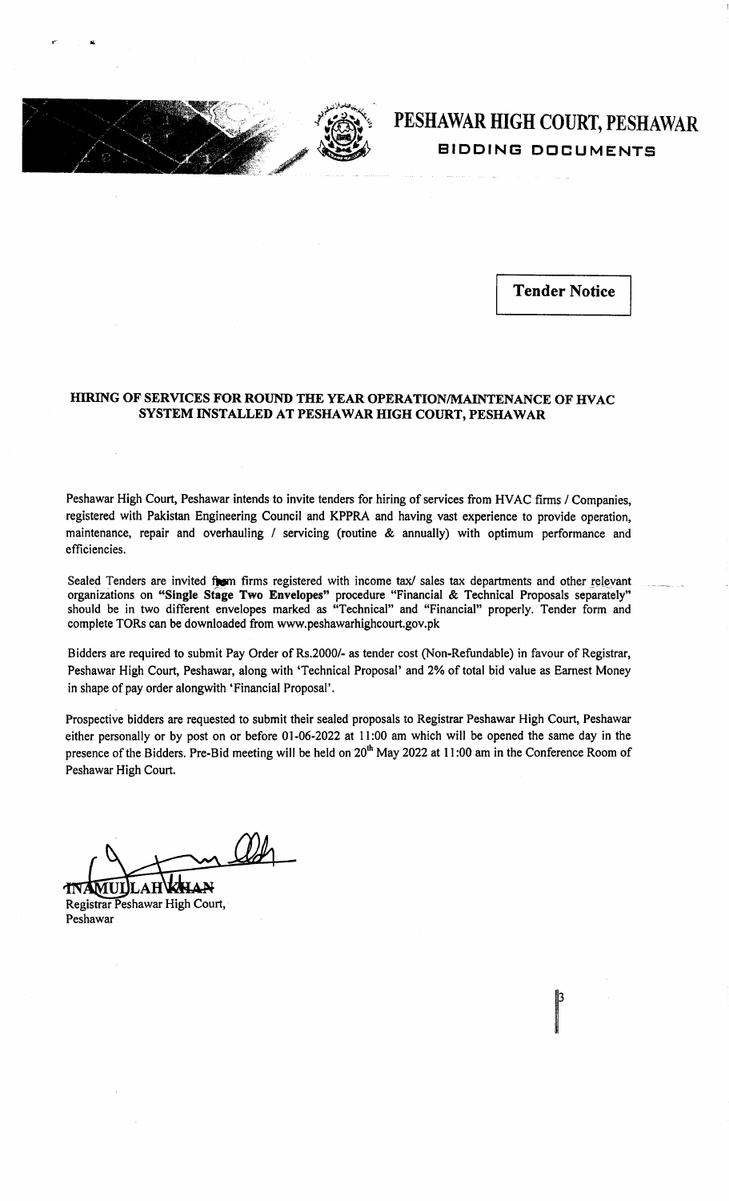# PESHAWAR HIGH COURT, PESHAWAR

## BIDDING DOCUMENTS

**Tender Notice**

### HIRING OF SERVICES FOR ROUND THE YEAR OPERATION/MAINTENANCE OF HVAC SYSTEM INSTALLED AT PESHAWAR HIGH COURT, PESHAWAR

Peshawar High Court, Peshawar intends to invite tenders for hiring of services from HVAC firms / Companies, registered with Pakistan Engineering Council and KPPRA and having vast experience to provide operation, maintenance, repair and overhauling / servicing (routine & annually) with optimum performance and efficiencies.

Sealed Tenders are invited from firms registered with income tax/ sales tax departments and other relevant organizations on **"Single Stage Two Envelopes"** procedure "Financial & Technical Proposals separately" should be in two different envelopes marked as "Technical" and "Financial" properly. Tender form and complete TORs can be downloaded from www.peshawarhighcourt.gov.pk

Bidders are required to submit Pay Order of Rs.2000/- as tender cost (Non-Refundable) in favour of Registrar, Peshawar High Court, Peshawar, along with 'Technical Proposal' and 2% of total bid value as Earnest Money in shape of pay order alongwith 'Financial Proposal'.

Prospective bidders are requested to submit their sealed proposals to Registrar Peshawar High Court, Peshawar either personally or by post on or before 01-06-2022 at 11:00 am which will be opened the same day in the presence of the Bidders. Pre-Bid meeting will be held on 20th May 2022 at 11:00 am in the Conference Room of Peshawar High Court.

INAMULLAH KHAN
Registrar Peshawar High Court,
Peshawar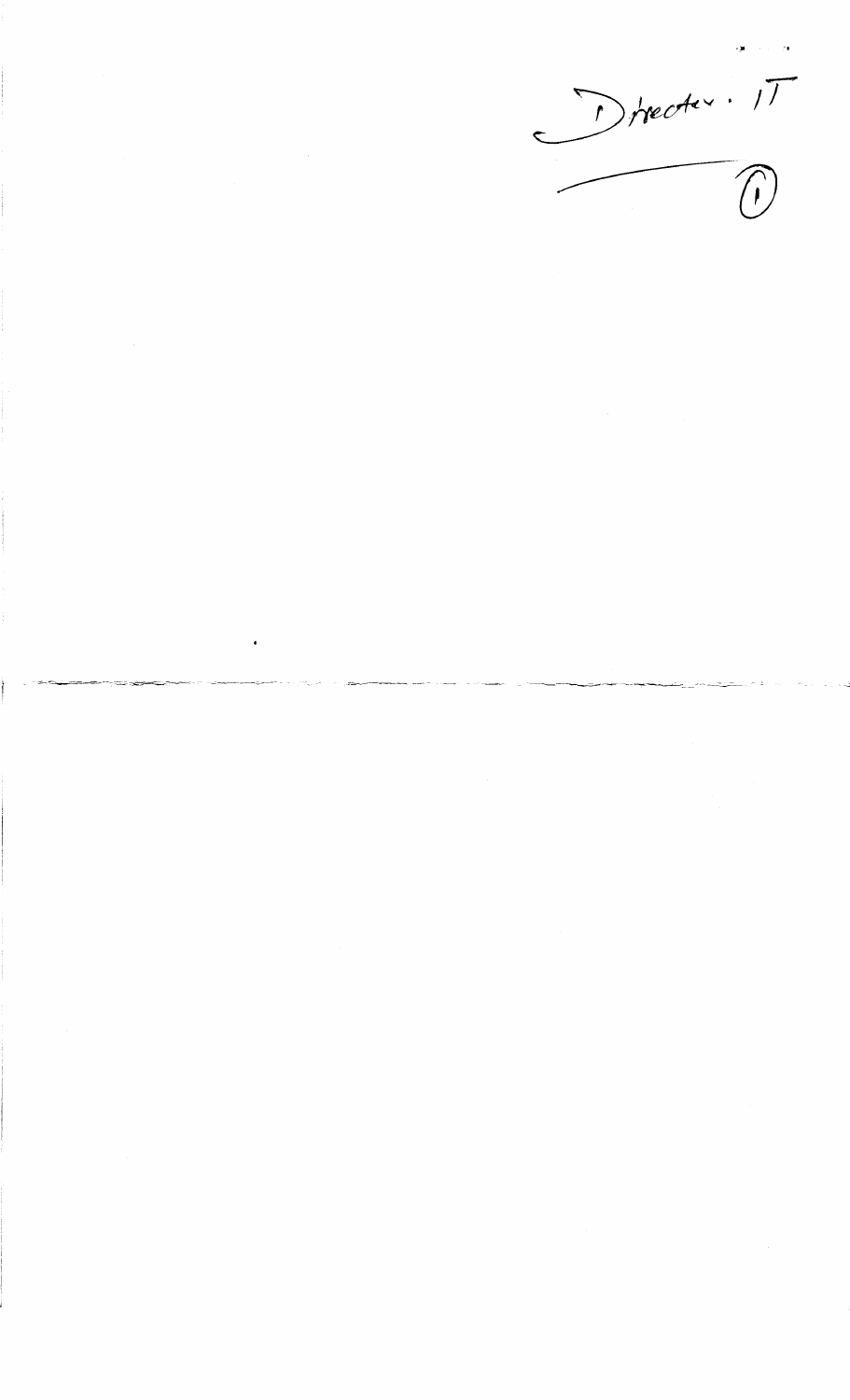Director . IT

(1)